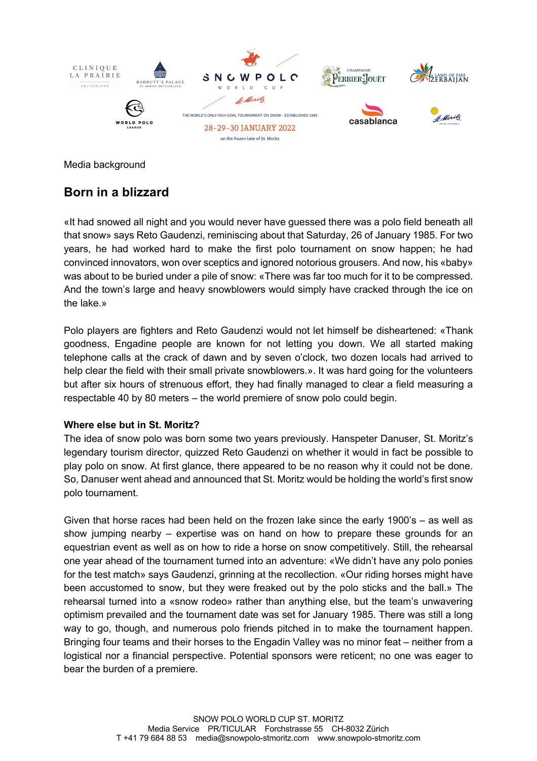Media background

## Born in a blizzard

«It had snowed all night and you would never have guessed there was a polo field beneath all that snow» says Reto Gaudenzi, reminiscing about that Saturday, 26 of January 1985. For two years, he had worked hard to make the first polo tournament on snow happen; he had convinced innovators, won over sceptics and ignored notorious grousers. And now, his «baby» was about to be buried under a pile of snow: «There was far too much for it to be compressed. And the town's large and heavy snowblowers would simply have cracked through the ice on the lake.»

Polo players are fighters and Reto Gaudenzi would not let himself be disheartened: «Thank goodness, Engadine people are known for not letting you down. We all started making telephone calls at the crack of dawn and by seven o'clock, two dozen locals had arrived to help clear the field with their small private snowblowers.». It was hard going for the volunteers but after six hours of strenuous effort, they had finally managed to clear a field measuring a respectable 40 by 80 meters – the world premiere of snow polo could begin.

**Where else but in St. Moritz?**

The idea of snow polo was born some two years previously. Hanspeter Danuser, St. Moritz's legendary tourism director, quizzed Reto Gaudenzi on whether it would in fact be possible to play polo on snow. At first glance, there appeared to be no reason why it could not be done. So, Danuser went ahead and announced that St. Moritz would be holding the world's first snow polo tournament.

Given that horse races had been held on the frozen lake since the early 1900's – as well as show jumping nearby – expertise was on hand on how to prepare these grounds for an equestrian event as well as on how to ride a horse on snow competitively. Still, the rehearsal one year ahead of the tournament turned into an adventure: «We didn't have any polo ponies for the test match» says Gaudenzi, grinning at the recollection. «Our riding horses might have been accustomed to snow, but they were freaked out by the polo sticks and the ball.» The rehearsal turned into a «snow rodeo» rather than anything else, but the team's unwavering optimism prevailed and the tournament date was set for January 1985. There was still a long way to go, though, and numerous polo friends pitched in to make the tournament happen. Bringing four teams and their horses to the Engadin Valley was no minor feat – neither from a logistical nor a financial perspective. Potential sponsors were reticent; no one was eager to bear the burden of a premiere.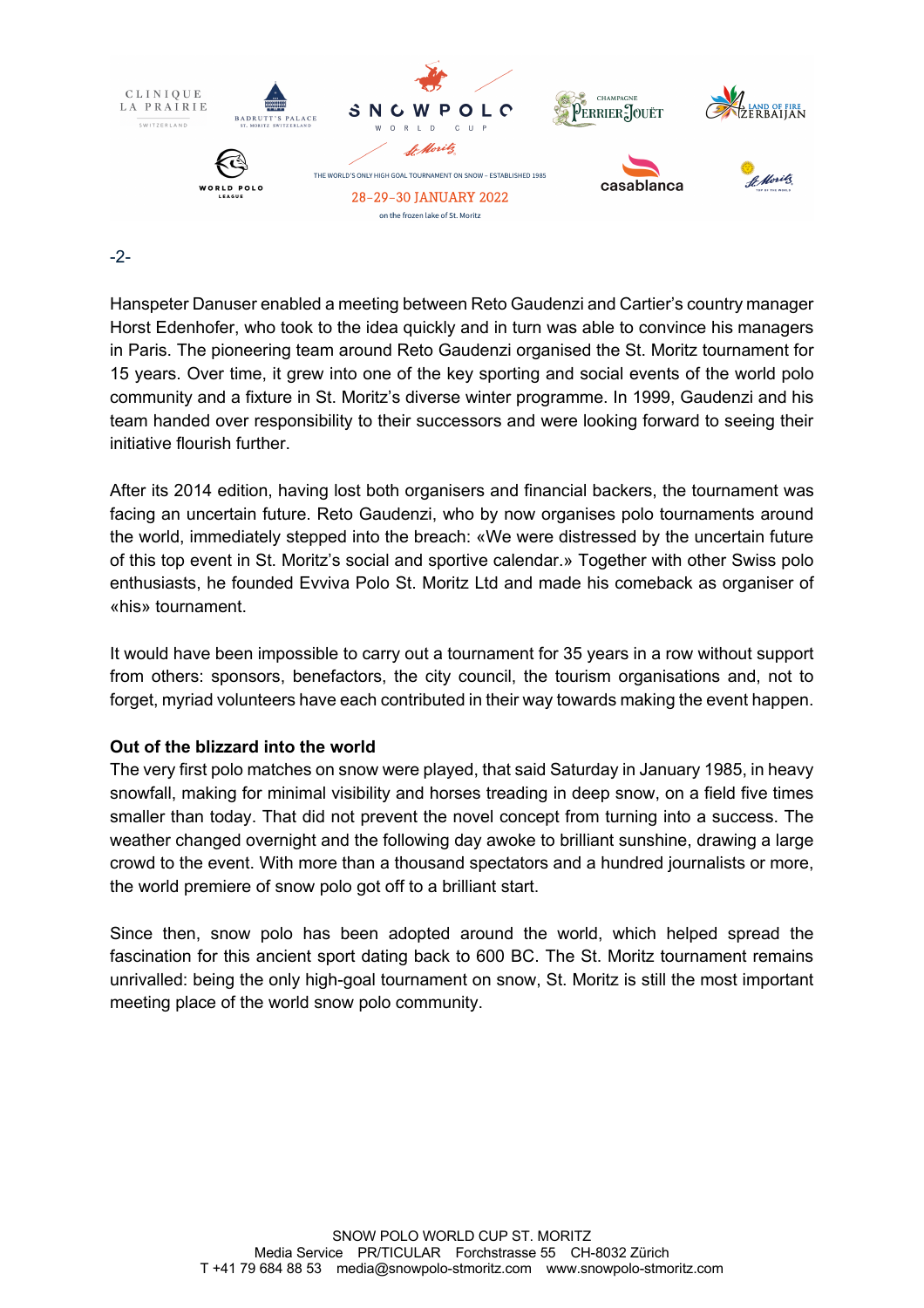Hanspeter Danuser enabled a meeting between Reto Gaudenzi and Cartier's country manager Horst Edenhofer, who took to the idea quickly and in turn was able to convince his managers in Paris. The pioneering team around Reto Gaudenzi organised the St. Moritz tournament for 15 years. Over time, it grew into one of the key sporting and social events of the world polo community and a fixture in St. Moritz's diverse winter programme. In 1999, Gaudenzi and his team handed over responsibility to their successors and were looking forward to seeing their initiative flourish further.

After its 2014 edition, having lost both organisers and financial backers, the tournament was facing an uncertain future. Reto Gaudenzi, who by now organises polo tournaments around the world, immediately stepped into the breach: «We were distressed by the uncertain future of this top event in St. Moritz's social and sportive calendar.» Together with other Swiss polo enthusiasts, he founded Evviva Polo St. Moritz Ltd and made his comeback as organiser of «his» tournament.

It would have been impossible to carry out a tournament for 35 years in a row without support from others: sponsors, benefactors, the city council, the tourism organisations and, not to forget, myriad volunteers have each contributed in their way towards making the event happen.

**Out of the blizzard into the world**

The very first polo matches on snow were played, that said Saturday in January 1985, in heavy snowfall, making for minimal visibility and horses treading in deep snow, on a field five times smaller than today. That did not prevent the novel concept from turning into a success. The weather changed overnight and the following day awoke to brilliant sunshine, drawing a large crowd to the event. With more than a thousand spectators and a hundred journalists or more, the world premiere of snow polo got off to a brilliant start.

Since then, snow polo has been adopted around the world, which helped spread the fascination for this ancient sport dating back to 600 BC. The St. Moritz tournament remains unrivalled: being the only high-goal tournament on snow, St. Moritz is still the most important meeting place of the world snow polo community.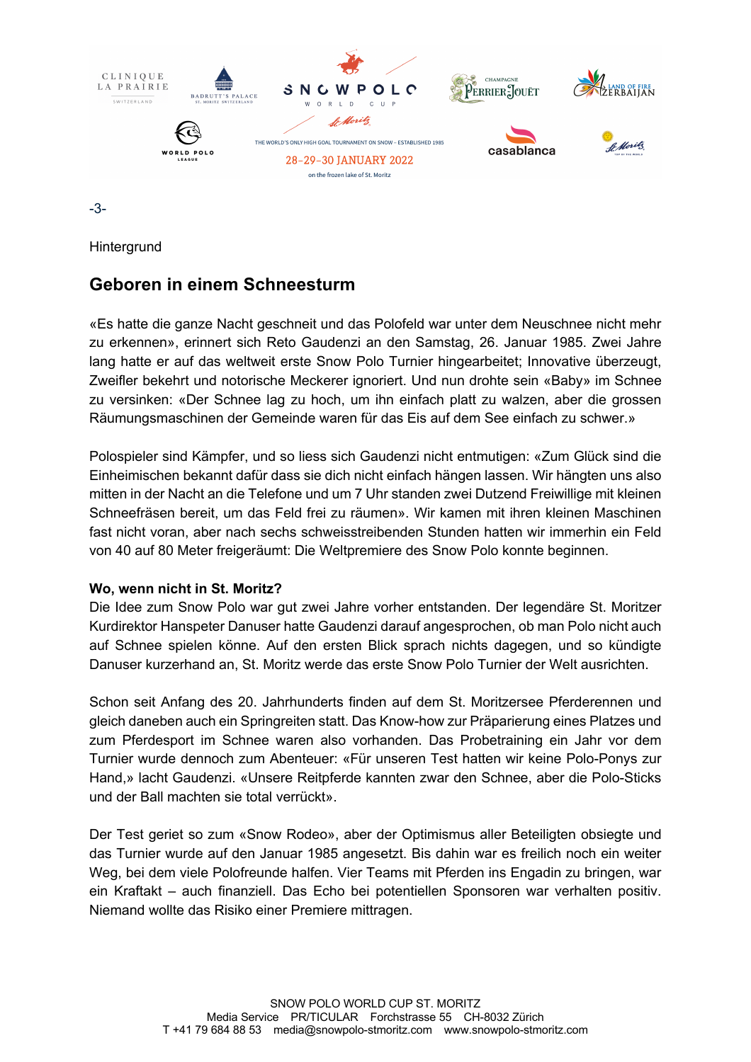Hintergrund

## Geboren in einem Schneesturm

«Es hatte die ganze Nacht geschneit und das Polofeld war unter dem Neuschnee nicht mehr zu erkennen», erinnert sich Reto Gaudenzi an den Samstag, 26. Januar 1985. Zwei Jahre lang hatte er auf das weltweit erste Snow Polo Turnier hingearbeitet; Innovative überzeugt, Zweifler bekehrt und notorische Meckerer ignoriert. Und nun drohte sein «Baby» im Schnee zu versinken: «Der Schnee lag zu hoch, um ihn einfach platt zu walzen, aber die grossen Räumungsmaschinen der Gemeinde waren für das Eis auf dem See einfach zu schwer.»

Polospieler sind Kämpfer, und so liess sich Gaudenzi nicht entmutigen: «Zum Glück sind die Einheimischen bekannt dafür dass sie dich nicht einfach hängen lassen. Wir hängten uns also mitten in der Nacht an die Telefone und um 7 Uhr standen zwei Dutzend Freiwillige mit kleinen Schneefräsen bereit, um das Feld frei zu räumen». Wir kamen mit ihren kleinen Maschinen fast nicht voran, aber nach sechs schweisstreibenden Stunden hatten wir immerhin ein Feld von 40 auf 80 Meter freigeräumt: Die Weltpremiere des Snow Polo konnte beginnen.

**Wo, wenn nicht in St. Moritz?**

Die Idee zum Snow Polo war gut zwei Jahre vorher entstanden. Der legendäre St. Moritzer Kurdirektor Hanspeter Danuser hatte Gaudenzi darauf angesprochen, ob man Polo nicht auch auf Schnee spielen könne. Auf den ersten Blick sprach nichts dagegen, und so kündigte Danuser kurzerhand an, St. Moritz werde das erste Snow Polo Turnier der Welt ausrichten.

Schon seit Anfang des 20. Jahrhunderts finden auf dem St. Moritzersee Pferderennen und gleich daneben auch ein Springreiten statt. Das Know-how zur Präparierung eines Platzes und zum Pferdesport im Schnee waren also vorhanden. Das Probetraining ein Jahr vor dem Turnier wurde dennoch zum Abenteuer: «Für unseren Test hatten wir keine Polo-Ponys zur Hand,» lacht Gaudenzi. «Unsere Reitpferde kannten zwar den Schnee, aber die Polo-Sticks und der Ball machten sie total verrückt».

Der Test geriet so zum «Snow Rodeo», aber der Optimismus aller Beteiligten obsiegte und das Turnier wurde auf den Januar 1985 angesetzt. Bis dahin war es freilich noch ein weiter Weg, bei dem viele Polofreunde halfen. Vier Teams mit Pferden ins Engadin zu bringen, war ein Kraftakt – auch finanziell. Das Echo bei potentiellen Sponsoren war verhalten positiv. Niemand wollte das Risiko einer Premiere mittragen.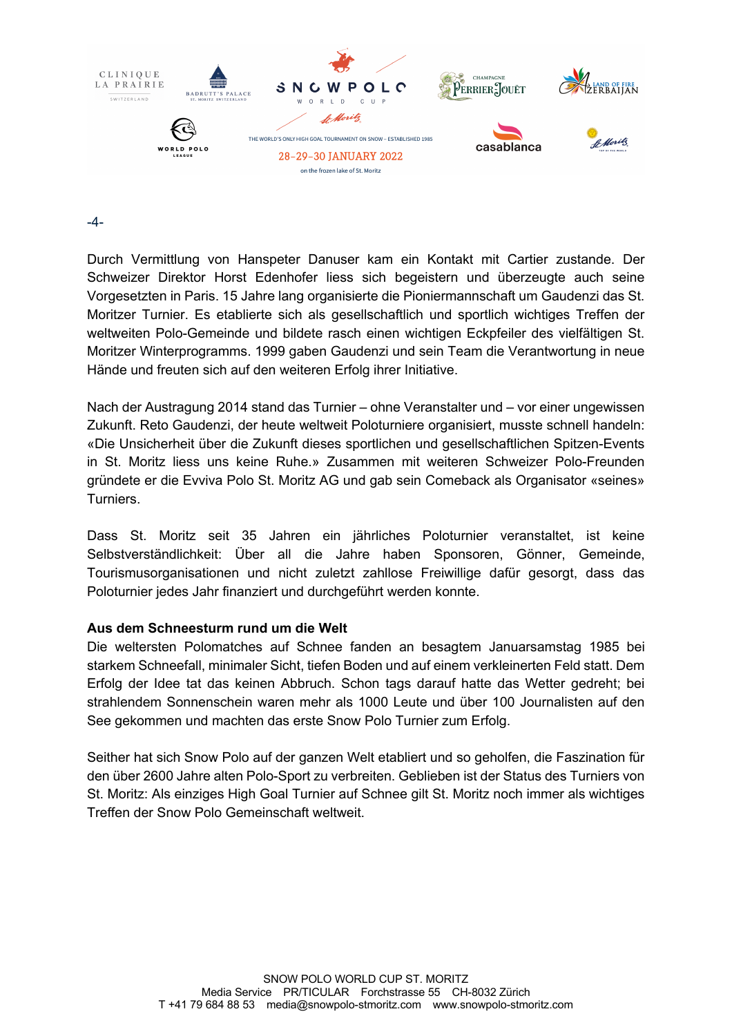Durch Vermittlung von Hanspeter Danuser kam ein Kontakt mit Cartier zustande. Der Schweizer Direktor Horst Edenhofer liess sich begeistern und überzeugte auch seine Vorgesetzten in Paris. 15 Jahre lang organisierte die Pioniermannschaft um Gaudenzi das St. Moritzer Turnier. Es etablierte sich als gesellschaftlich und sportlich wichtiges Treffen der weltweiten Polo-Gemeinde und bildete rasch einen wichtigen Eckpfeiler des vielfältigen St. Moritzer Winterprogramms. 1999 gaben Gaudenzi und sein Team die Verantwortung in neue Hände und freuten sich auf den weiteren Erfolg ihrer Initiative.

Nach der Austragung 2014 stand das Turnier – ohne Veranstalter und – vor einer ungewissen Zukunft. Reto Gaudenzi, der heute weltweit Poloturniere organisiert, musste schnell handeln: «Die Unsicherheit über die Zukunft dieses sportlichen und gesellschaftlichen Spitzen-Events in St. Moritz liess uns keine Ruhe.» Zusammen mit weiteren Schweizer Polo-Freunden gründete er die Evviva Polo St. Moritz AG und gab sein Comeback als Organisator «seines» Turniers.

Dass St. Moritz seit 35 Jahren ein jährliches Poloturnier veranstaltet, ist keine Selbstverständlichkeit: Über all die Jahre haben Sponsoren, Gönner, Gemeinde, Tourismusorganisationen und nicht zuletzt zahllose Freiwillige dafür gesorgt, dass das Poloturnier jedes Jahr finanziert und durchgeführt werden konnte.

**Aus dem Schneesturm rund um die Welt**

Die weltersten Polomatches auf Schnee fanden an besagtem Januarsamstag 1985 bei starkem Schneefall, minimaler Sicht, tiefen Boden und auf einem verkleinerten Feld statt. Dem Erfolg der Idee tat das keinen Abbruch. Schon tags darauf hatte das Wetter gedreht; bei strahlendem Sonnenschein waren mehr als 1000 Leute und über 100 Journalisten auf den See gekommen und machten das erste Snow Polo Turnier zum Erfolg.

Seither hat sich Snow Polo auf der ganzen Welt etabliert und so geholfen, die Faszination für den über 2600 Jahre alten Polo-Sport zu verbreiten. Geblieben ist der Status des Turniers von St. Moritz: Als einziges High Goal Turnier auf Schnee gilt St. Moritz noch immer als wichtiges Treffen der Snow Polo Gemeinschaft weltweit.